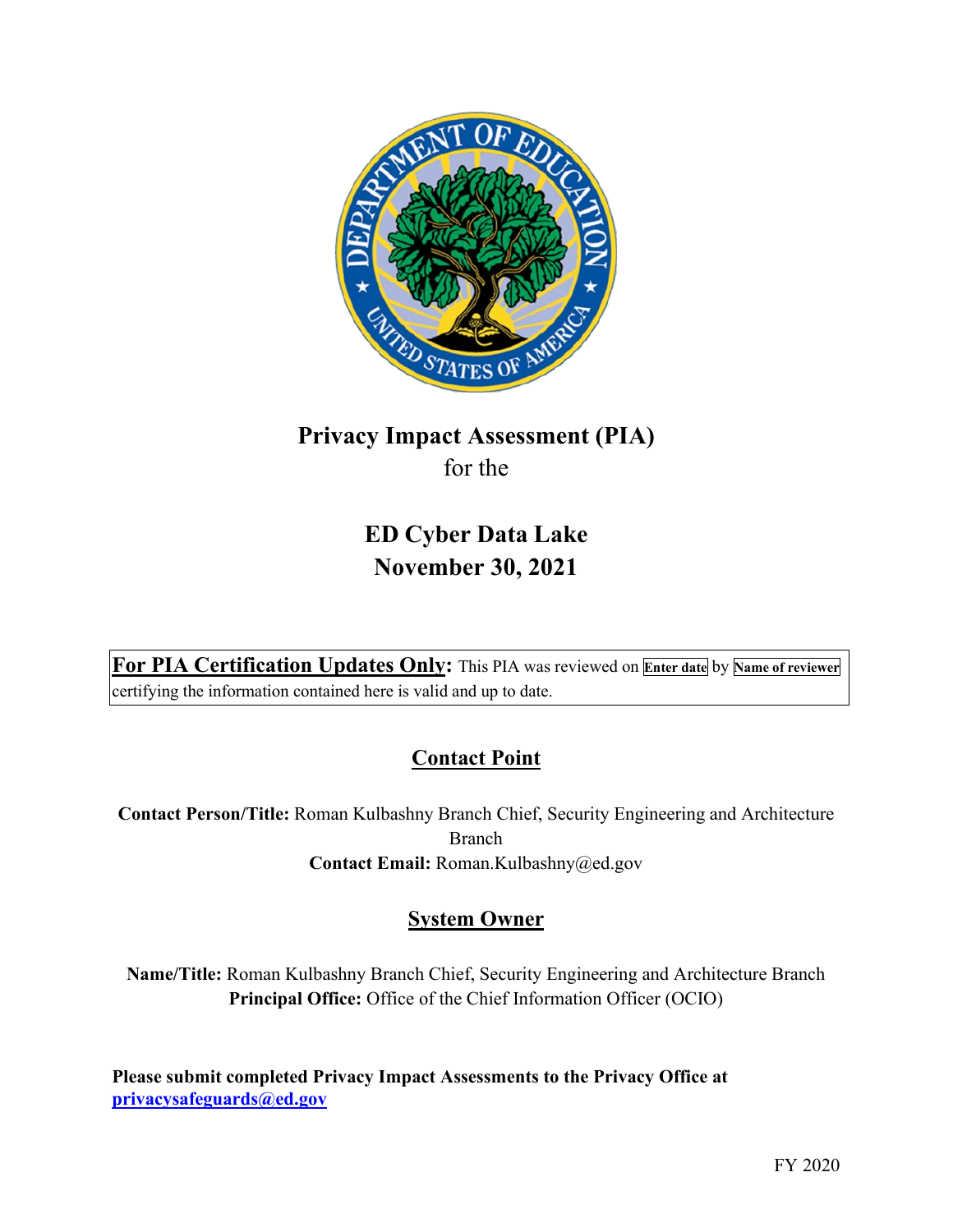# Privacy Impact Assessment (PIA)

for the

## ED Cyber Data Lake
## November 30, 2021

**For PIA Certification Updates Only:** This PIA was reviewed on **Enter date** by **Name of reviewer** certifying the information contained here is valid and up to date.

## Contact Point

**Contact Person/Title:** Roman Kulbashny Branch Chief, Security Engineering and Architecture Branch

**Contact Email:** Roman.Kulbashny@ed.gov

## System Owner

**Name/Title:** Roman Kulbashny Branch Chief, Security Engineering and Architecture Branch

**Principal Office:** Office of the Chief Information Officer (OCIO)

**Please submit completed Privacy Impact Assessments to the Privacy Office at privacysafeguards@ed.gov**

FY 2020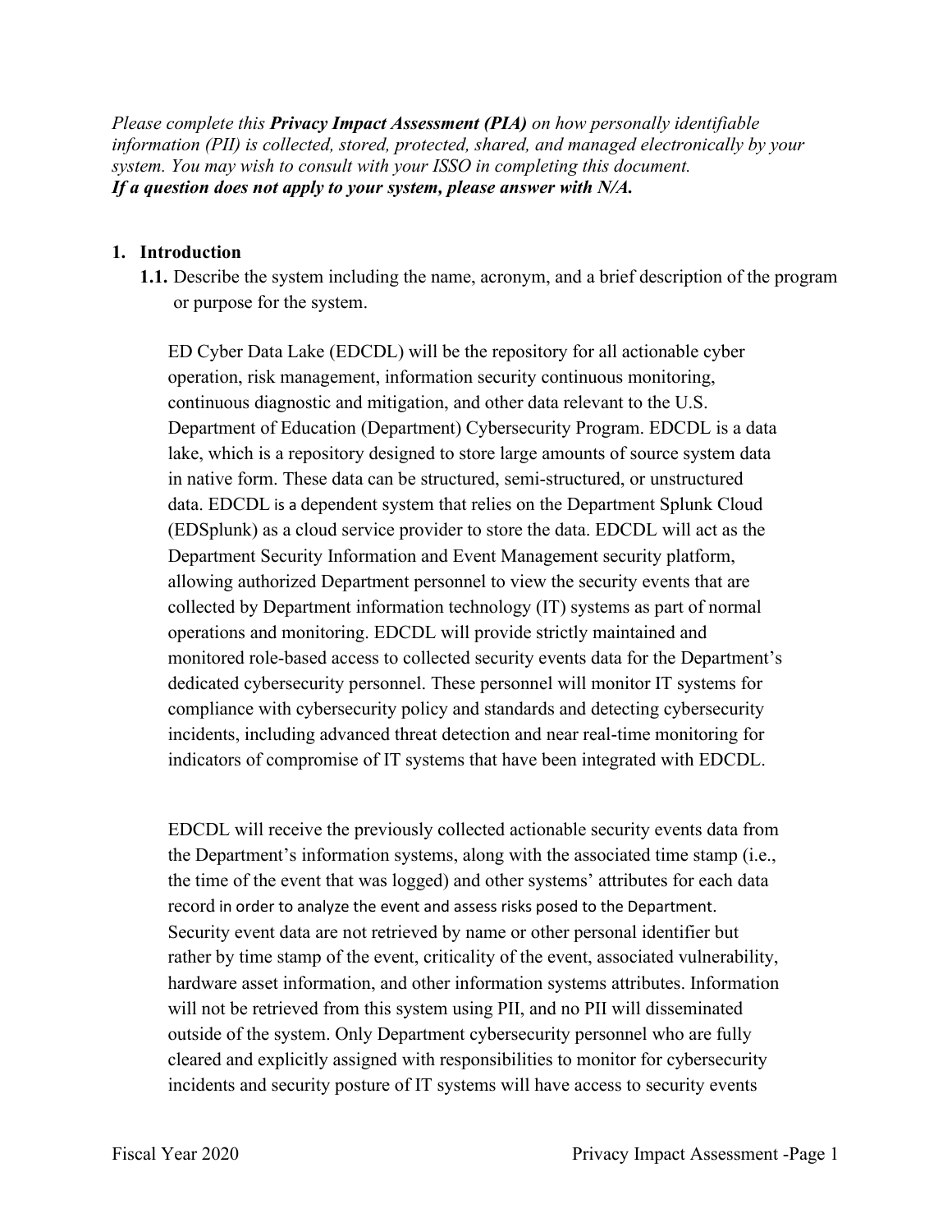*Please complete this **Privacy Impact Assessment (PIA)** on how personally identifiable information (PII) is collected, stored, protected, shared, and managed electronically by your system. You may wish to consult with your ISSO in completing this document.*
***If a question does not apply to your system, please answer with N/A.***

## 1. Introduction

**1.1.** Describe the system including the name, acronym, and a brief description of the program or purpose for the system.

ED Cyber Data Lake (EDCDL) will be the repository for all actionable cyber operation, risk management, information security continuous monitoring, continuous diagnostic and mitigation, and other data relevant to the U.S. Department of Education (Department) Cybersecurity Program. EDCDL is a data lake, which is a repository designed to store large amounts of source system data in native form. These data can be structured, semi-structured, or unstructured data. EDCDL is a dependent system that relies on the Department Splunk Cloud (EDSplunk) as a cloud service provider to store the data. EDCDL will act as the Department Security Information and Event Management security platform, allowing authorized Department personnel to view the security events that are collected by Department information technology (IT) systems as part of normal operations and monitoring. EDCDL will provide strictly maintained and monitored role-based access to collected security events data for the Department's dedicated cybersecurity personnel. These personnel will monitor IT systems for compliance with cybersecurity policy and standards and detecting cybersecurity incidents, including advanced threat detection and near real-time monitoring for indicators of compromise of IT systems that have been integrated with EDCDL.

EDCDL will receive the previously collected actionable security events data from the Department's information systems, along with the associated time stamp (i.e., the time of the event that was logged) and other systems' attributes for each data record in order to analyze the event and assess risks posed to the Department. Security event data are not retrieved by name or other personal identifier but rather by time stamp of the event, criticality of the event, associated vulnerability, hardware asset information, and other information systems attributes. Information will not be retrieved from this system using PII, and no PII will disseminated outside of the system. Only Department cybersecurity personnel who are fully cleared and explicitly assigned with responsibilities to monitor for cybersecurity incidents and security posture of IT systems will have access to security events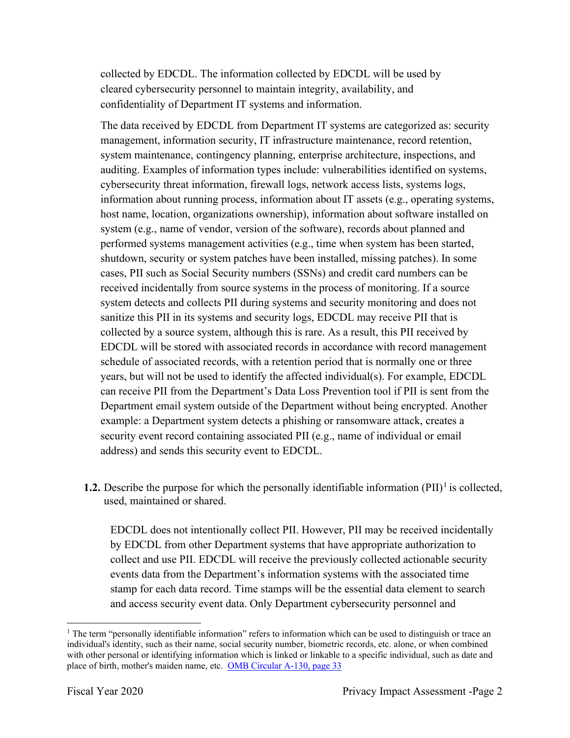collected by EDCDL. The information collected by EDCDL will be used by cleared cybersecurity personnel to maintain integrity, availability, and confidentiality of Department IT systems and information.

The data received by EDCDL from Department IT systems are categorized as: security management, information security, IT infrastructure maintenance, record retention, system maintenance, contingency planning, enterprise architecture, inspections, and auditing. Examples of information types include: vulnerabilities identified on systems, cybersecurity threat information, firewall logs, network access lists, systems logs, information about running process, information about IT assets (e.g., operating systems, host name, location, organizations ownership), information about software installed on system (e.g., name of vendor, version of the software), records about planned and performed systems management activities (e.g., time when system has been started, shutdown, security or system patches have been installed, missing patches). In some cases, PII such as Social Security numbers (SSNs) and credit card numbers can be received incidentally from source systems in the process of monitoring. If a source system detects and collects PII during systems and security monitoring and does not sanitize this PII in its systems and security logs, EDCDL may receive PII that is collected by a source system, although this is rare. As a result, this PII received by EDCDL will be stored with associated records in accordance with record management schedule of associated records, with a retention period that is normally one or three years, but will not be used to identify the affected individual(s). For example, EDCDL can receive PII from the Department's Data Loss Prevention tool if PII is sent from the Department email system outside of the Department without being encrypted. Another example: a Department system detects a phishing or ransomware attack, creates a security event record containing associated PII (e.g., name of individual or email address) and sends this security event to EDCDL.

**1.2.** Describe the purpose for which the personally identifiable information (PII)[1] is collected, used, maintained or shared.

EDCDL does not intentionally collect PII. However, PII may be received incidentally by EDCDL from other Department systems that have appropriate authorization to collect and use PII. EDCDL will receive the previously collected actionable security events data from the Department's information systems with the associated time stamp for each data record. Time stamps will be the essential data element to search and access security event data. Only Department cybersecurity personnel and

[1] The term "personally identifiable information" refers to information which can be used to distinguish or trace an individual's identity, such as their name, social security number, biometric records, etc. alone, or when combined with other personal or identifying information which is linked or linkable to a specific individual, such as date and place of birth, mother's maiden name, etc. OMB Circular A-130, page 33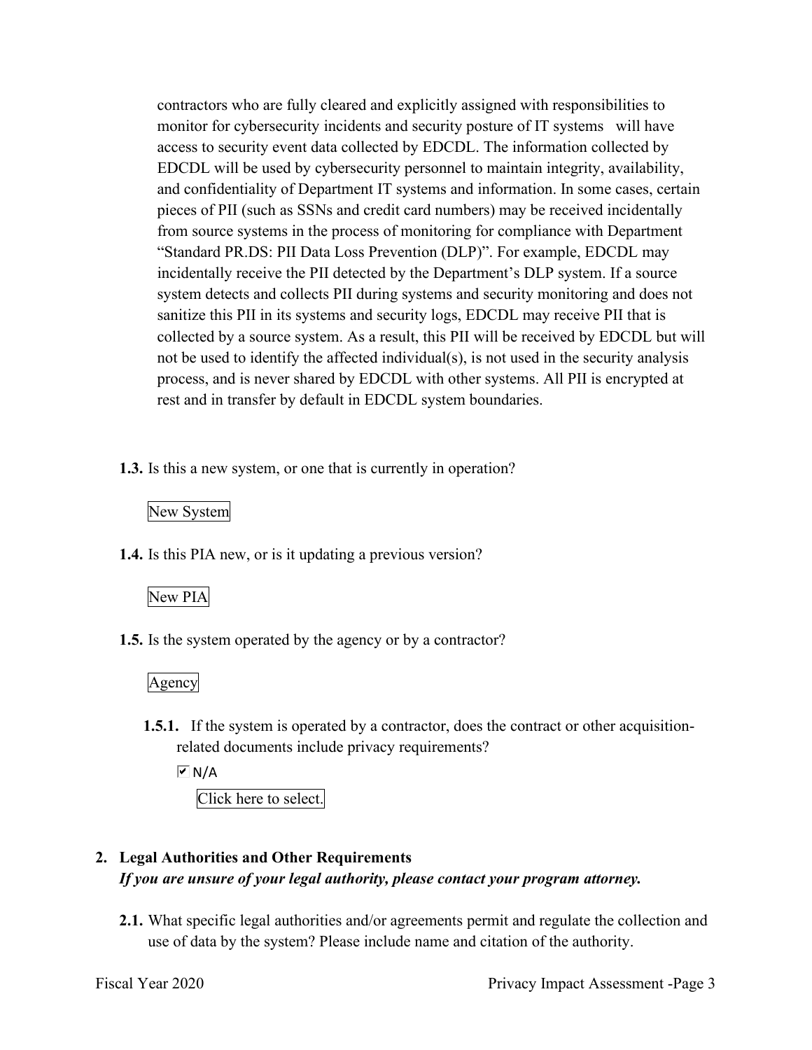contractors who are fully cleared and explicitly assigned with responsibilities to monitor for cybersecurity incidents and security posture of IT systems will have access to security event data collected by EDCDL. The information collected by EDCDL will be used by cybersecurity personnel to maintain integrity, availability, and confidentiality of Department IT systems and information. In some cases, certain pieces of PII (such as SSNs and credit card numbers) may be received incidentally from source systems in the process of monitoring for compliance with Department "Standard PR.DS: PII Data Loss Prevention (DLP)". For example, EDCDL may incidentally receive the PII detected by the Department's DLP system. If a source system detects and collects PII during systems and security monitoring and does not sanitize this PII in its systems and security logs, EDCDL may receive PII that is collected by a source system. As a result, this PII will be received by EDCDL but will not be used to identify the affected individual(s), is not used in the security analysis process, and is never shared by EDCDL with other systems. All PII is encrypted at rest and in transfer by default in EDCDL system boundaries.

**1.3.** Is this a new system, or one that is currently in operation?

New System

**1.4.** Is this PIA new, or is it updating a previous version?

New PIA

**1.5.** Is the system operated by the agency or by a contractor?

Agency

**1.5.1.** If the system is operated by a contractor, does the contract or other acquisition-related documents include privacy requirements?

☑ N/A

Click here to select.

## 2. Legal Authorities and Other Requirements

***If you are unsure of your legal authority, please contact your program attorney.***

**2.1.** What specific legal authorities and/or agreements permit and regulate the collection and use of data by the system? Please include name and citation of the authority.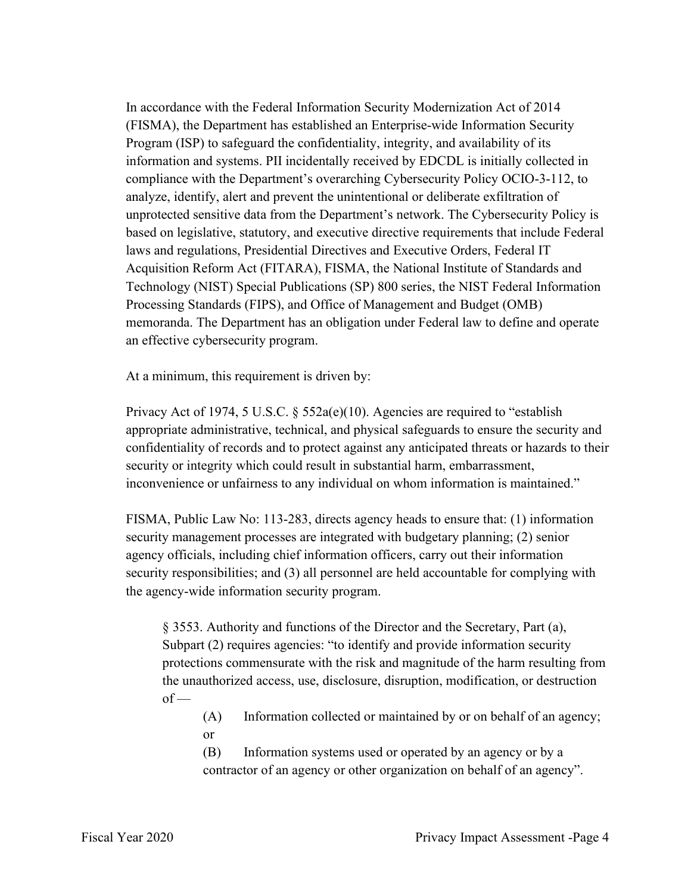In accordance with the Federal Information Security Modernization Act of 2014 (FISMA), the Department has established an Enterprise-wide Information Security Program (ISP) to safeguard the confidentiality, integrity, and availability of its information and systems. PII incidentally received by EDCDL is initially collected in compliance with the Department's overarching Cybersecurity Policy OCIO-3-112, to analyze, identify, alert and prevent the unintentional or deliberate exfiltration of unprotected sensitive data from the Department's network. The Cybersecurity Policy is based on legislative, statutory, and executive directive requirements that include Federal laws and regulations, Presidential Directives and Executive Orders, Federal IT Acquisition Reform Act (FITARA), FISMA, the National Institute of Standards and Technology (NIST) Special Publications (SP) 800 series, the NIST Federal Information Processing Standards (FIPS), and Office of Management and Budget (OMB) memoranda. The Department has an obligation under Federal law to define and operate an effective cybersecurity program.

At a minimum, this requirement is driven by:

Privacy Act of 1974, 5 U.S.C. § 552a(e)(10). Agencies are required to "establish appropriate administrative, technical, and physical safeguards to ensure the security and confidentiality of records and to protect against any anticipated threats or hazards to their security or integrity which could result in substantial harm, embarrassment, inconvenience or unfairness to any individual on whom information is maintained."

FISMA, Public Law No: 113-283, directs agency heads to ensure that: (1) information security management processes are integrated with budgetary planning; (2) senior agency officials, including chief information officers, carry out their information security responsibilities; and (3) all personnel are held accountable for complying with the agency-wide information security program.

> § 3553. Authority and functions of the Director and the Secretary, Part (a), Subpart (2) requires agencies: "to identify and provide information security protections commensurate with the risk and magnitude of the harm resulting from the unauthorized access, use, disclosure, disruption, modification, or destruction of —
>
> > (A) Information collected or maintained by or on behalf of an agency; or
> >
> > (B) Information systems used or operated by an agency or by a contractor of an agency or other organization on behalf of an agency".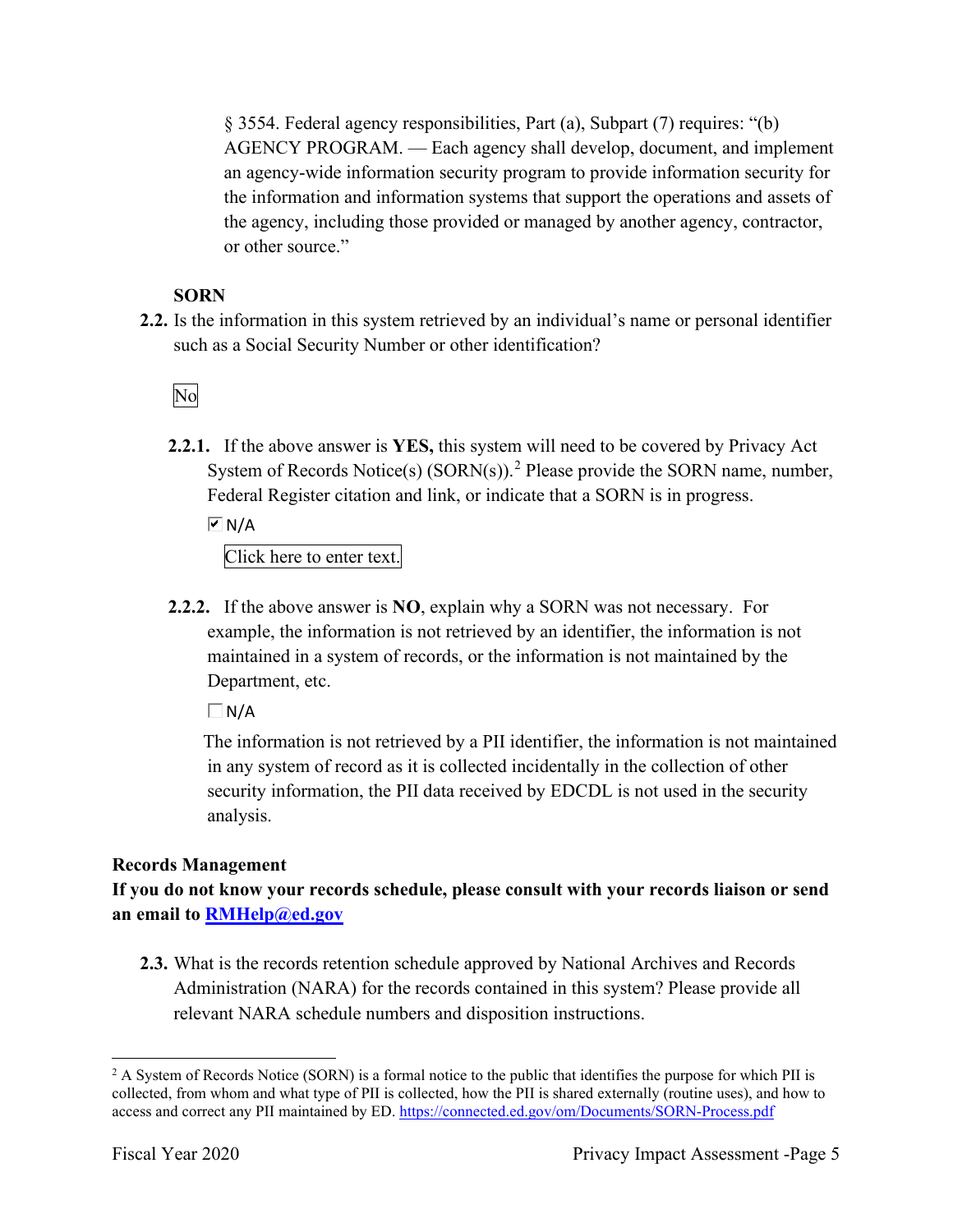§ 3554. Federal agency responsibilities, Part (a), Subpart (7) requires: "(b) AGENCY PROGRAM. — Each agency shall develop, document, and implement an agency-wide information security program to provide information security for the information and information systems that support the operations and assets of the agency, including those provided or managed by another agency, contractor, or other source."

**SORN**

**2.2.** Is the information in this system retrieved by an individual's name or personal identifier such as a Social Security Number or other identification?

No

**2.2.1.** If the above answer is **YES,** this system will need to be covered by Privacy Act System of Records Notice(s) (SORN(s)).[2] Please provide the SORN name, number, Federal Register citation and link, or indicate that a SORN is in progress.

☑ N/A

Click here to enter text.

**2.2.2.** If the above answer is **NO**, explain why a SORN was not necessary. For example, the information is not retrieved by an identifier, the information is not maintained in a system of records, or the information is not maintained by the Department, etc.

☐ N/A

The information is not retrieved by a PII identifier, the information is not maintained in any system of record as it is collected incidentally in the collection of other security information, the PII data received by EDCDL is not used in the security analysis.

**Records Management**

**If you do not know your records schedule, please consult with your records liaison or send an email to RMHelp@ed.gov**

**2.3.** What is the records retention schedule approved by National Archives and Records Administration (NARA) for the records contained in this system? Please provide all relevant NARA schedule numbers and disposition instructions.

[2] A System of Records Notice (SORN) is a formal notice to the public that identifies the purpose for which PII is collected, from whom and what type of PII is collected, how the PII is shared externally (routine uses), and how to access and correct any PII maintained by ED. https://connected.ed.gov/om/Documents/SORN-Process.pdf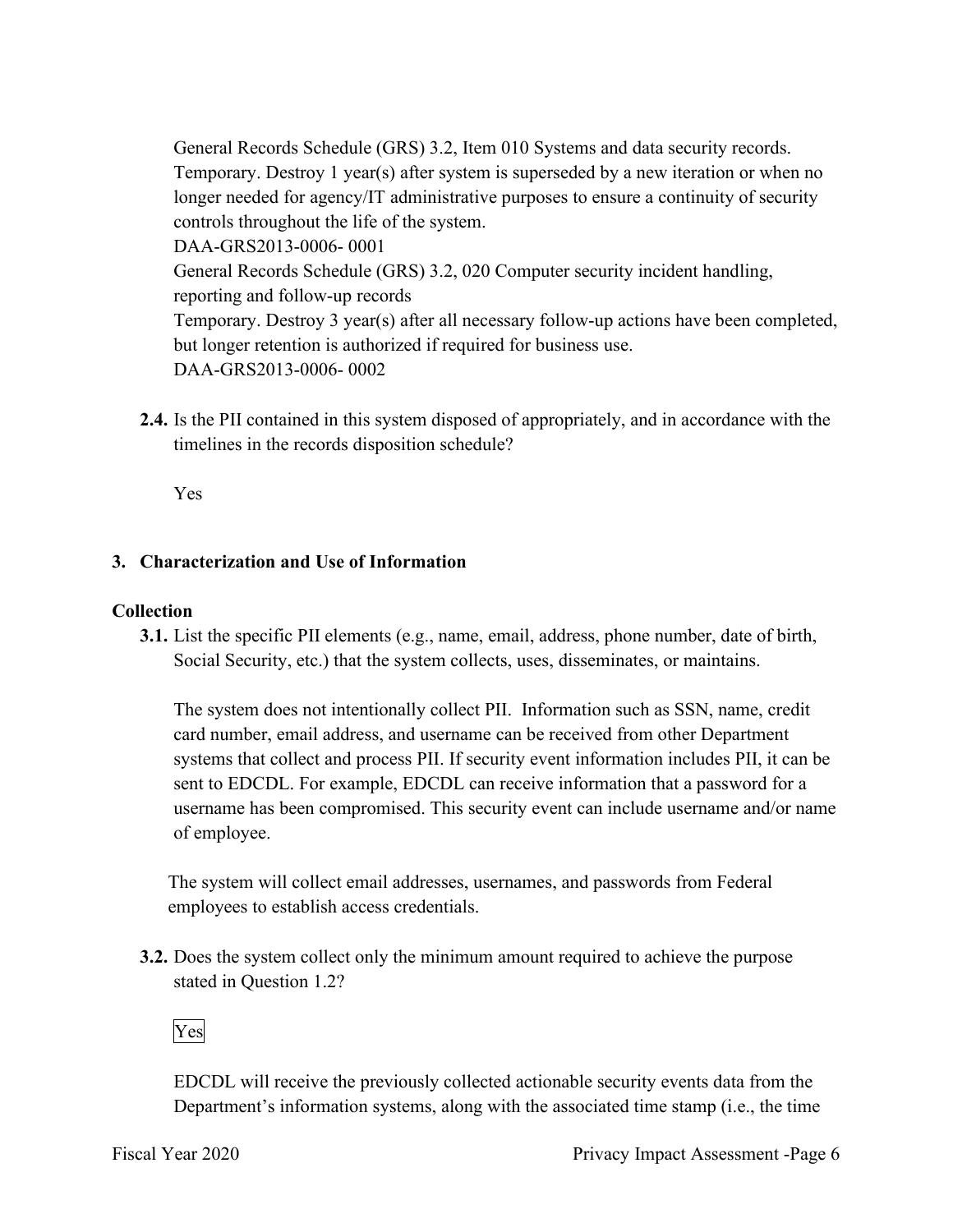General Records Schedule (GRS) 3.2, Item 010 Systems and data security records. Temporary. Destroy 1 year(s) after system is superseded by a new iteration or when no longer needed for agency/IT administrative purposes to ensure a continuity of security controls throughout the life of the system.
DAA-GRS2013-0006- 0001
General Records Schedule (GRS) 3.2, 020 Computer security incident handling, reporting and follow-up records
Temporary. Destroy 3 year(s) after all necessary follow-up actions have been completed, but longer retention is authorized if required for business use.
DAA-GRS2013-0006- 0002

**2.4.** Is the PII contained in this system disposed of appropriately, and in accordance with the timelines in the records disposition schedule?

Yes

## 3. Characterization and Use of Information

### Collection

**3.1.** List the specific PII elements (e.g., name, email, address, phone number, date of birth, Social Security, etc.) that the system collects, uses, disseminates, or maintains.

The system does not intentionally collect PII. Information such as SSN, name, credit card number, email address, and username can be received from other Department systems that collect and process PII. If security event information includes PII, it can be sent to EDCDL. For example, EDCDL can receive information that a password for a username has been compromised. This security event can include username and/or name of employee.

The system will collect email addresses, usernames, and passwords from Federal employees to establish access credentials.

**3.2.** Does the system collect only the minimum amount required to achieve the purpose stated in Question 1.2?

Yes

EDCDL will receive the previously collected actionable security events data from the Department's information systems, along with the associated time stamp (i.e., the time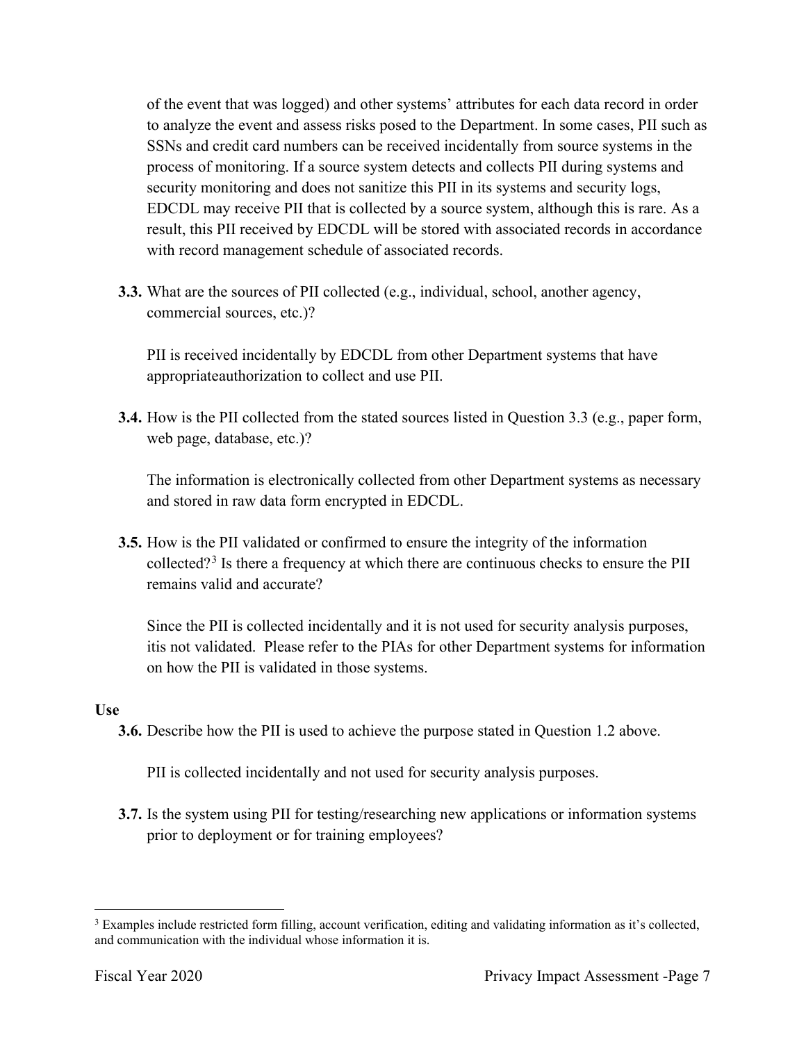of the event that was logged) and other systems' attributes for each data record in order to analyze the event and assess risks posed to the Department. In some cases, PII such as SSNs and credit card numbers can be received incidentally from source systems in the process of monitoring. If a source system detects and collects PII during systems and security monitoring and does not sanitize this PII in its systems and security logs, EDCDL may receive PII that is collected by a source system, although this is rare. As a result, this PII received by EDCDL will be stored with associated records in accordance with record management schedule of associated records.

**3.3.** What are the sources of PII collected (e.g., individual, school, another agency, commercial sources, etc.)?

PII is received incidentally by EDCDL from other Department systems that have appropriateauthorization to collect and use PII.

**3.4.** How is the PII collected from the stated sources listed in Question 3.3 (e.g., paper form, web page, database, etc.)?

The information is electronically collected from other Department systems as necessary and stored in raw data form encrypted in EDCDL.

**3.5.** How is the PII validated or confirmed to ensure the integrity of the information collected?[3] Is there a frequency at which there are continuous checks to ensure the PII remains valid and accurate?

Since the PII is collected incidentally and it is not used for security analysis purposes, itis not validated. Please refer to the PIAs for other Department systems for information on how the PII is validated in those systems.

**Use**

**3.6.** Describe how the PII is used to achieve the purpose stated in Question 1.2 above.

PII is collected incidentally and not used for security analysis purposes.

**3.7.** Is the system using PII for testing/researching new applications or information systems prior to deployment or for training employees?

---

[3] Examples include restricted form filling, account verification, editing and validating information as it's collected, and communication with the individual whose information it is.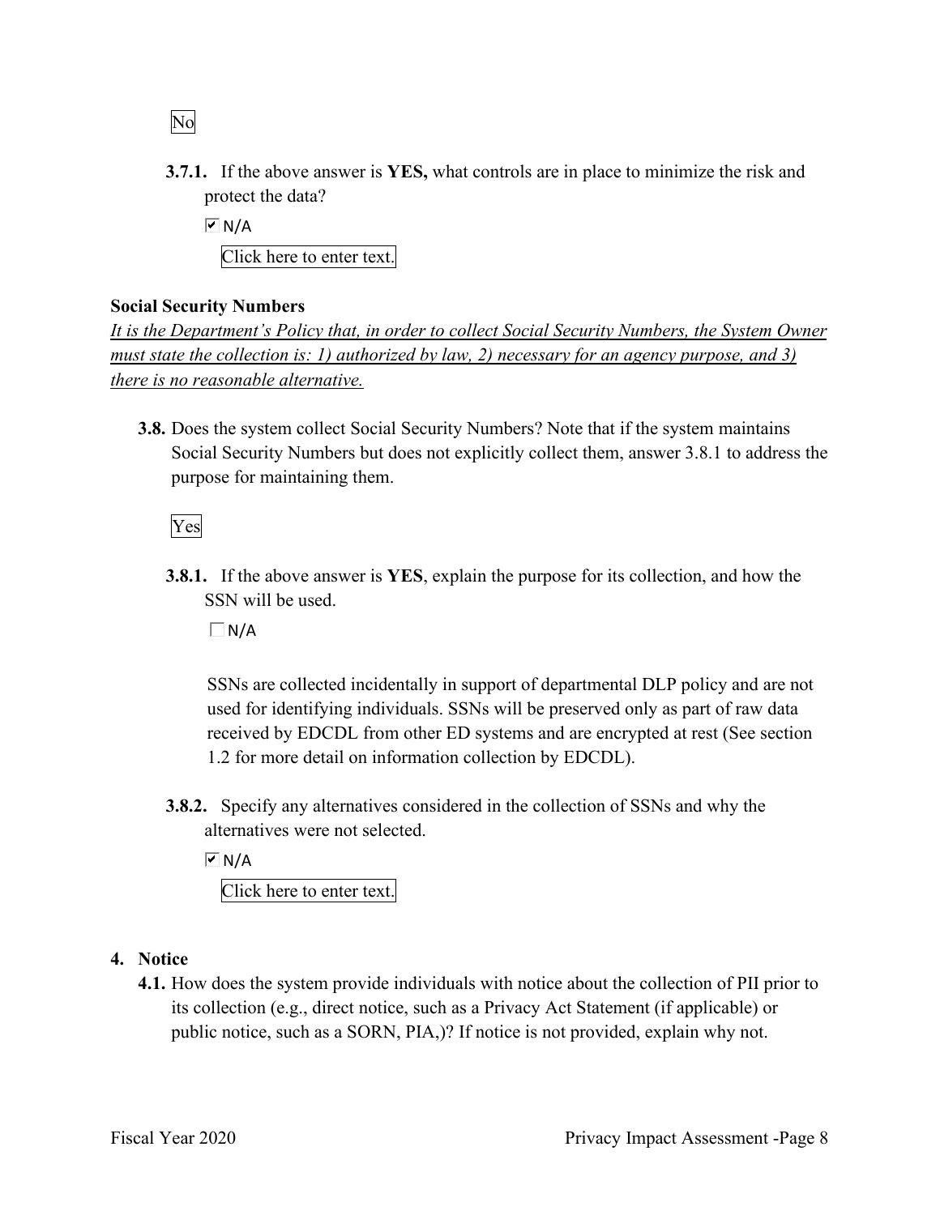No

**3.7.1.** If the above answer is **YES,** what controls are in place to minimize the risk and protect the data?

☑ N/A

Click here to enter text.

**Social Security Numbers**

*It is the Department's Policy that, in order to collect Social Security Numbers, the System Owner must state the collection is: 1) authorized by law, 2) necessary for an agency purpose, and 3) there is no reasonable alternative.*

**3.8.** Does the system collect Social Security Numbers? Note that if the system maintains Social Security Numbers but does not explicitly collect them, answer 3.8.1 to address the purpose for maintaining them.

Yes

**3.8.1.** If the above answer is **YES**, explain the purpose for its collection, and how the SSN will be used.

☐ N/A

SSNs are collected incidentally in support of departmental DLP policy and are not used for identifying individuals. SSNs will be preserved only as part of raw data received by EDCDL from other ED systems and are encrypted at rest (See section 1.2 for more detail on information collection by EDCDL).

**3.8.2.** Specify any alternatives considered in the collection of SSNs and why the alternatives were not selected.

☑ N/A

Click here to enter text.

## 4. Notice

**4.1.** How does the system provide individuals with notice about the collection of PII prior to its collection (e.g., direct notice, such as a Privacy Act Statement (if applicable) or public notice, such as a SORN, PIA,)? If notice is not provided, explain why not.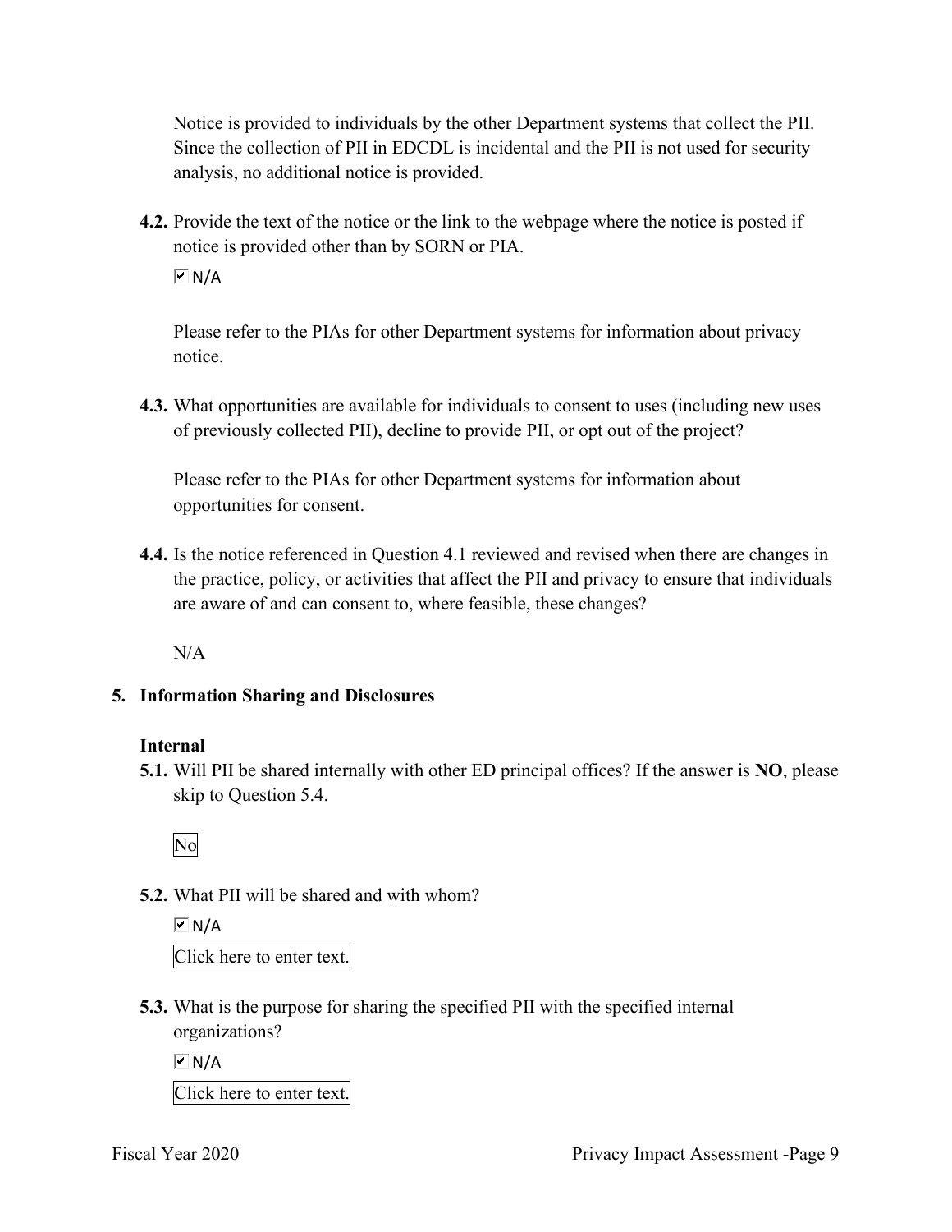Notice is provided to individuals by the other Department systems that collect the PII. Since the collection of PII in EDCDL is incidental and the PII is not used for security analysis, no additional notice is provided.

**4.2.** Provide the text of the notice or the link to the webpage where the notice is posted if notice is provided other than by SORN or PIA.

☑ N/A

Please refer to the PIAs for other Department systems for information about privacy notice.

**4.3.** What opportunities are available for individuals to consent to uses (including new uses of previously collected PII), decline to provide PII, or opt out of the project?

Please refer to the PIAs for other Department systems for information about opportunities for consent.

**4.4.** Is the notice referenced in Question 4.1 reviewed and revised when there are changes in the practice, policy, or activities that affect the PII and privacy to ensure that individuals are aware of and can consent to, where feasible, these changes?

N/A

## 5. Information Sharing and Disclosures

### Internal

**5.1.** Will PII be shared internally with other ED principal offices? If the answer is **NO**, please skip to Question 5.4.

No

**5.2.** What PII will be shared and with whom?

☑ N/A

Click here to enter text.

**5.3.** What is the purpose for sharing the specified PII with the specified internal organizations?

☑ N/A

Click here to enter text.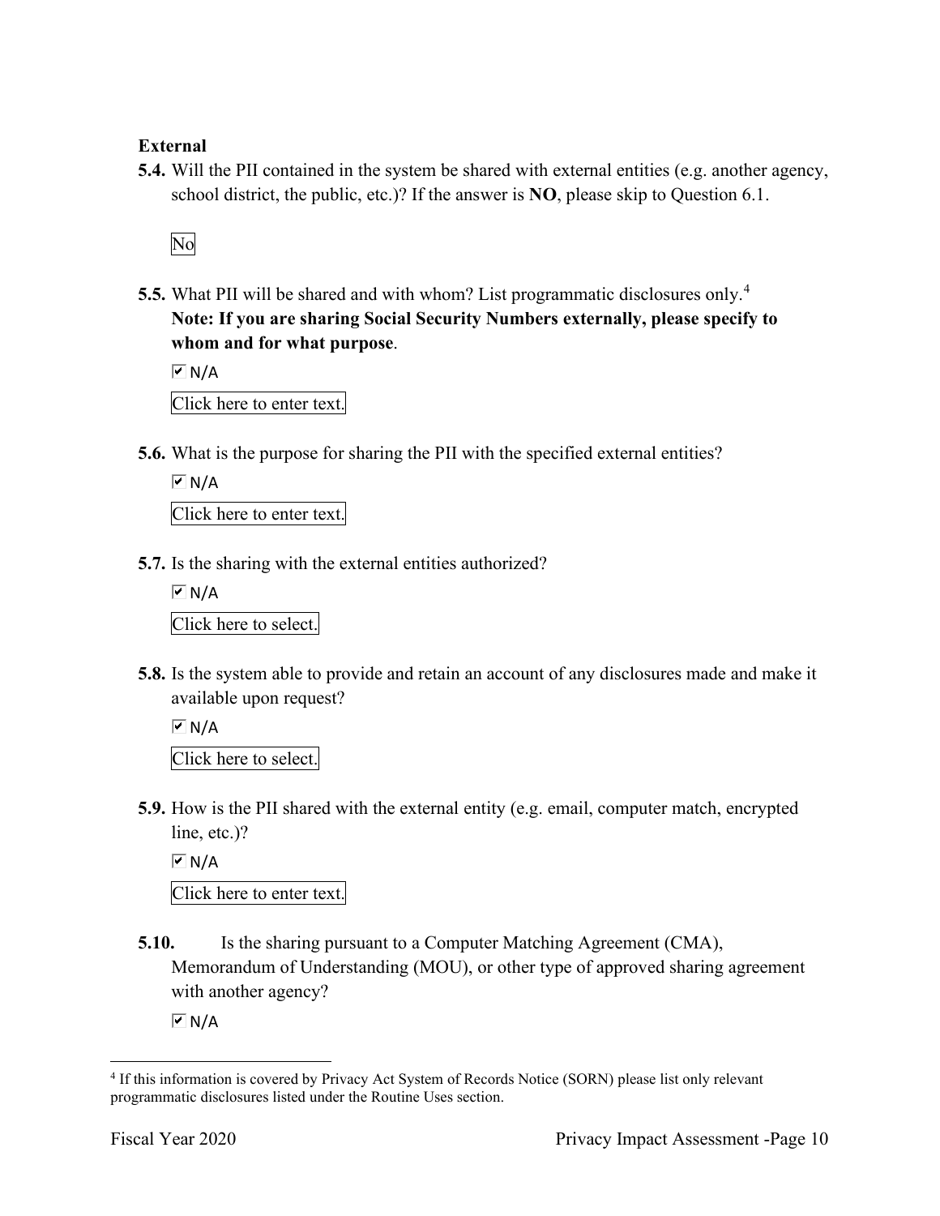**External**

**5.4.** Will the PII contained in the system be shared with external entities (e.g. another agency, school district, the public, etc.)? If the answer is **NO**, please skip to Question 6.1.

No

**5.5.** What PII will be shared and with whom? List programmatic disclosures only.[4] **Note: If you are sharing Social Security Numbers externally, please specify to whom and for what purpose**.

☑ N/A

Click here to enter text.

**5.6.** What is the purpose for sharing the PII with the specified external entities?

☑ N/A

Click here to enter text.

**5.7.** Is the sharing with the external entities authorized?

☑ N/A

Click here to select.

**5.8.** Is the system able to provide and retain an account of any disclosures made and make it available upon request?

☑ N/A

Click here to select.

**5.9.** How is the PII shared with the external entity (e.g. email, computer match, encrypted line, etc.)?

☑ N/A

Click here to enter text.

**5.10.** Is the sharing pursuant to a Computer Matching Agreement (CMA), Memorandum of Understanding (MOU), or other type of approved sharing agreement with another agency?

☑ N/A

[4] If this information is covered by Privacy Act System of Records Notice (SORN) please list only relevant programmatic disclosures listed under the Routine Uses section.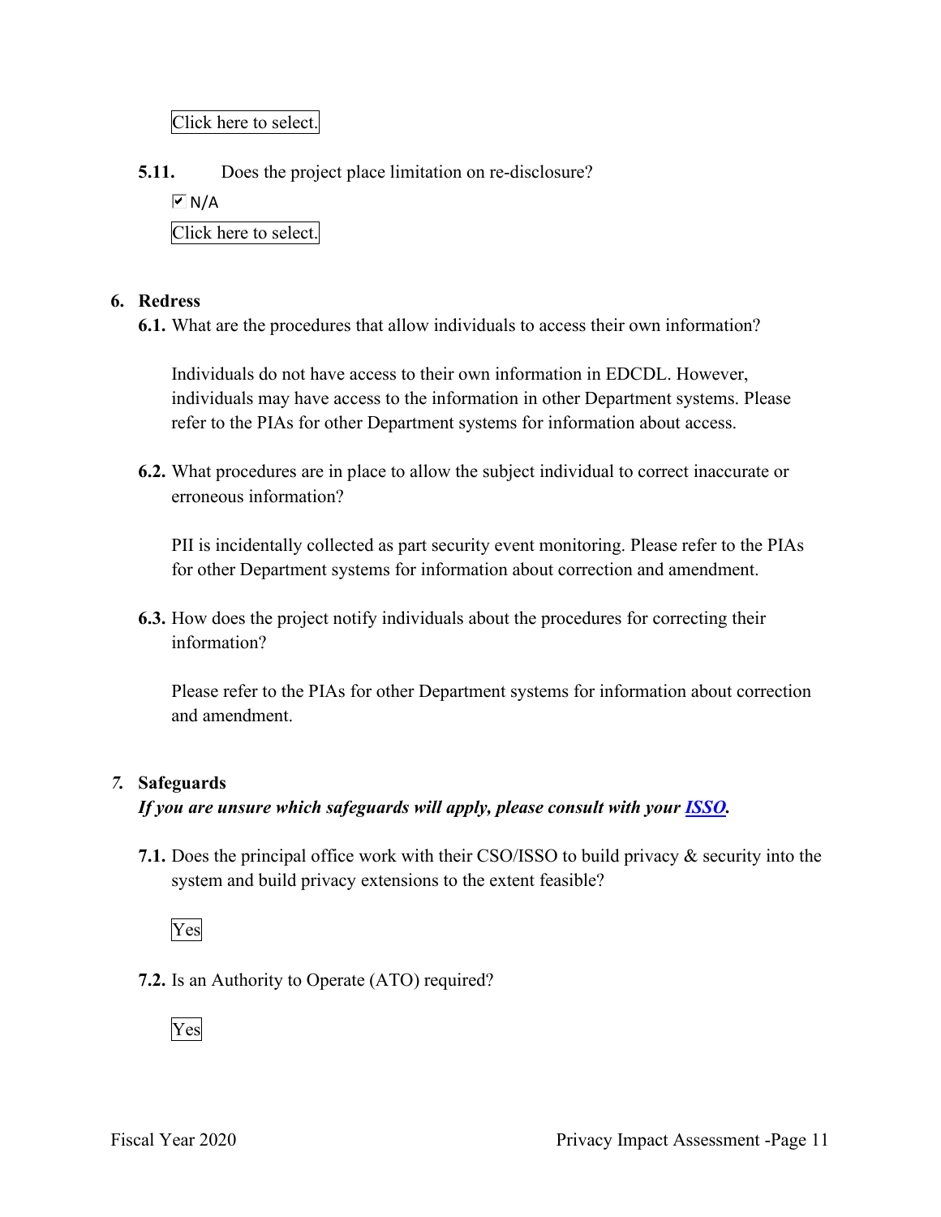Click here to select.

**5.11.** Does the project place limitation on re-disclosure?

☑ N/A

Click here to select.

**6. Redress**

**6.1.** What are the procedures that allow individuals to access their own information?

Individuals do not have access to their own information in EDCDL. However, individuals may have access to the information in other Department systems. Please refer to the PIAs for other Department systems for information about access.

**6.2.** What procedures are in place to allow the subject individual to correct inaccurate or erroneous information?

PII is incidentally collected as part security event monitoring. Please refer to the PIAs for other Department systems for information about correction and amendment.

**6.3.** How does the project notify individuals about the procedures for correcting their information?

Please refer to the PIAs for other Department systems for information about correction and amendment.

***7.* Safeguards**

***If you are unsure which safeguards will apply, please consult with your ISSO.***

**7.1.** Does the principal office work with their CSO/ISSO to build privacy & security into the system and build privacy extensions to the extent feasible?

Yes

**7.2.** Is an Authority to Operate (ATO) required?

Yes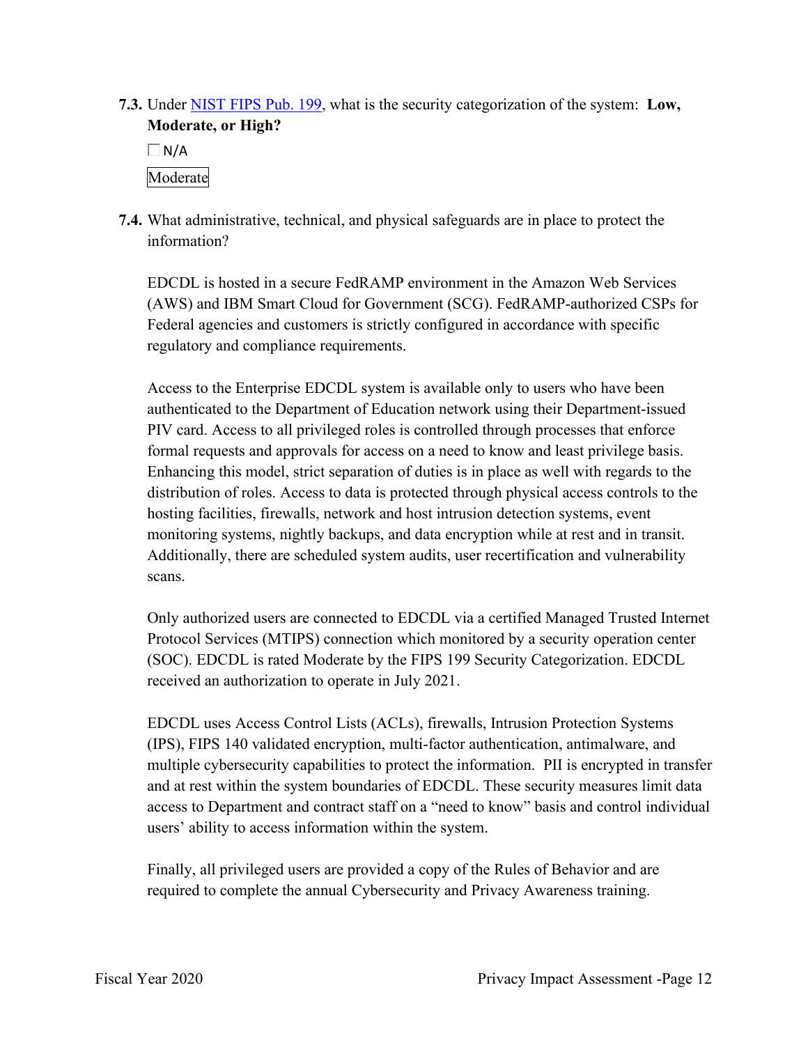**7.3.** Under [NIST FIPS Pub. 199](https://csrc.nist.gov/publications/detail/fips/199/final), what is the security categorization of the system: **Low, Moderate, or High?**

☐ N/A

Moderate

**7.4.** What administrative, technical, and physical safeguards are in place to protect the information?

EDCDL is hosted in a secure FedRAMP environment in the Amazon Web Services (AWS) and IBM Smart Cloud for Government (SCG). FedRAMP-authorized CSPs for Federal agencies and customers is strictly configured in accordance with specific regulatory and compliance requirements.

Access to the Enterprise EDCDL system is available only to users who have been authenticated to the Department of Education network using their Department-issued PIV card. Access to all privileged roles is controlled through processes that enforce formal requests and approvals for access on a need to know and least privilege basis. Enhancing this model, strict separation of duties is in place as well with regards to the distribution of roles. Access to data is protected through physical access controls to the hosting facilities, firewalls, network and host intrusion detection systems, event monitoring systems, nightly backups, and data encryption while at rest and in transit. Additionally, there are scheduled system audits, user recertification and vulnerability scans.

Only authorized users are connected to EDCDL via a certified Managed Trusted Internet Protocol Services (MTIPS) connection which monitored by a security operation center (SOC). EDCDL is rated Moderate by the FIPS 199 Security Categorization. EDCDL received an authorization to operate in July 2021.

EDCDL uses Access Control Lists (ACLs), firewalls, Intrusion Protection Systems (IPS), FIPS 140 validated encryption, multi-factor authentication, antimalware, and multiple cybersecurity capabilities to protect the information. PII is encrypted in transfer and at rest within the system boundaries of EDCDL. These security measures limit data access to Department and contract staff on a "need to know" basis and control individual users' ability to access information within the system.

Finally, all privileged users are provided a copy of the Rules of Behavior and are required to complete the annual Cybersecurity and Privacy Awareness training.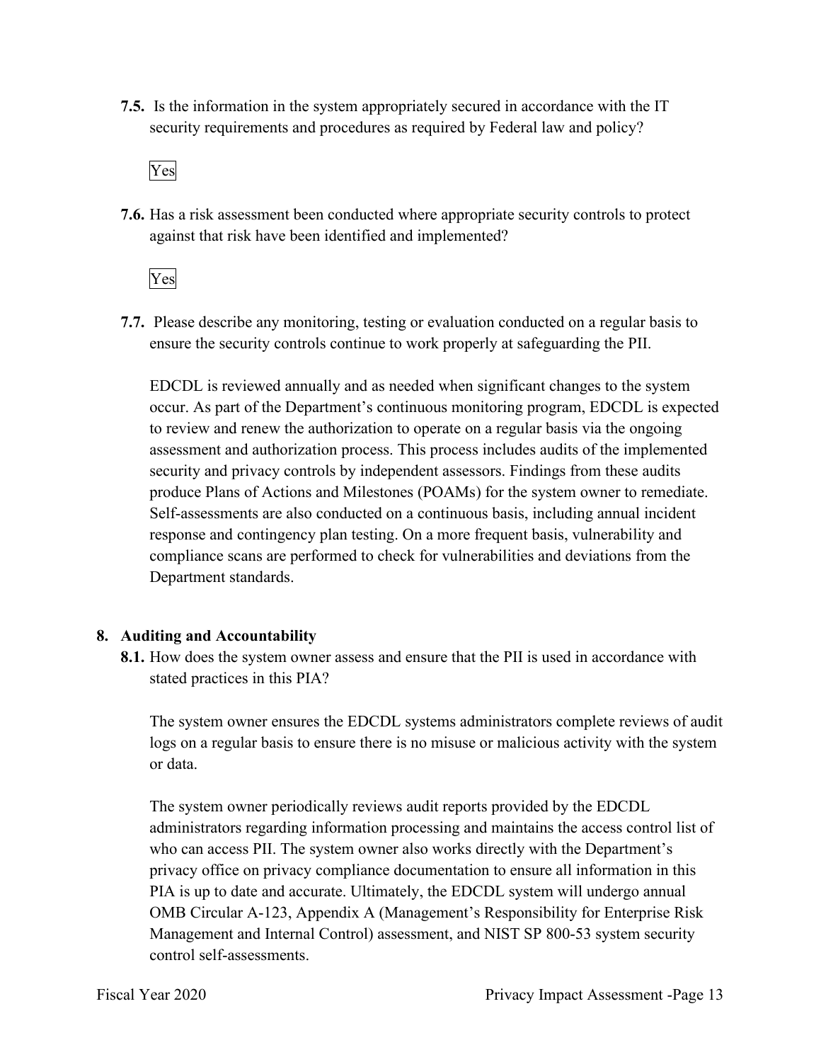**7.5.** Is the information in the system appropriately secured in accordance with the IT security requirements and procedures as required by Federal law and policy?

Yes

**7.6.** Has a risk assessment been conducted where appropriate security controls to protect against that risk have been identified and implemented?

Yes

**7.7.** Please describe any monitoring, testing or evaluation conducted on a regular basis to ensure the security controls continue to work properly at safeguarding the PII.

EDCDL is reviewed annually and as needed when significant changes to the system occur. As part of the Department's continuous monitoring program, EDCDL is expected to review and renew the authorization to operate on a regular basis via the ongoing assessment and authorization process. This process includes audits of the implemented security and privacy controls by independent assessors. Findings from these audits produce Plans of Actions and Milestones (POAMs) for the system owner to remediate. Self-assessments are also conducted on a continuous basis, including annual incident response and contingency plan testing. On a more frequent basis, vulnerability and compliance scans are performed to check for vulnerabilities and deviations from the Department standards.

## 8. Auditing and Accountability

**8.1.** How does the system owner assess and ensure that the PII is used in accordance with stated practices in this PIA?

The system owner ensures the EDCDL systems administrators complete reviews of audit logs on a regular basis to ensure there is no misuse or malicious activity with the system or data.

The system owner periodically reviews audit reports provided by the EDCDL administrators regarding information processing and maintains the access control list of who can access PII. The system owner also works directly with the Department's privacy office on privacy compliance documentation to ensure all information in this PIA is up to date and accurate. Ultimately, the EDCDL system will undergo annual OMB Circular A-123, Appendix A (Management's Responsibility for Enterprise Risk Management and Internal Control) assessment, and NIST SP 800-53 system security control self-assessments.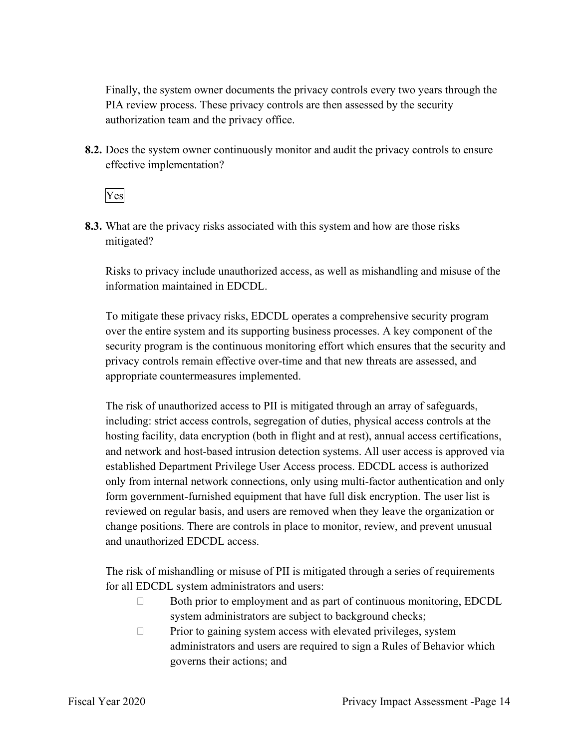Finally, the system owner documents the privacy controls every two years through the PIA review process. These privacy controls are then assessed by the security authorization team and the privacy office.

**8.2.** Does the system owner continuously monitor and audit the privacy controls to ensure effective implementation?

Yes

**8.3.** What are the privacy risks associated with this system and how are those risks mitigated?

Risks to privacy include unauthorized access, as well as mishandling and misuse of the information maintained in EDCDL.

To mitigate these privacy risks, EDCDL operates a comprehensive security program over the entire system and its supporting business processes. A key component of the security program is the continuous monitoring effort which ensures that the security and privacy controls remain effective over-time and that new threats are assessed, and appropriate countermeasures implemented.

The risk of unauthorized access to PII is mitigated through an array of safeguards, including: strict access controls, segregation of duties, physical access controls at the hosting facility, data encryption (both in flight and at rest), annual access certifications, and network and host-based intrusion detection systems. All user access is approved via established Department Privilege User Access process. EDCDL access is authorized only from internal network connections, only using multi-factor authentication and only form government-furnished equipment that have full disk encryption. The user list is reviewed on regular basis, and users are removed when they leave the organization or change positions. There are controls in place to monitor, review, and prevent unusual and unauthorized EDCDL access.

The risk of mishandling or misuse of PII is mitigated through a series of requirements for all EDCDL system administrators and users:

- Both prior to employment and as part of continuous monitoring, EDCDL system administrators are subject to background checks;
- Prior to gaining system access with elevated privileges, system administrators and users are required to sign a Rules of Behavior which governs their actions; and